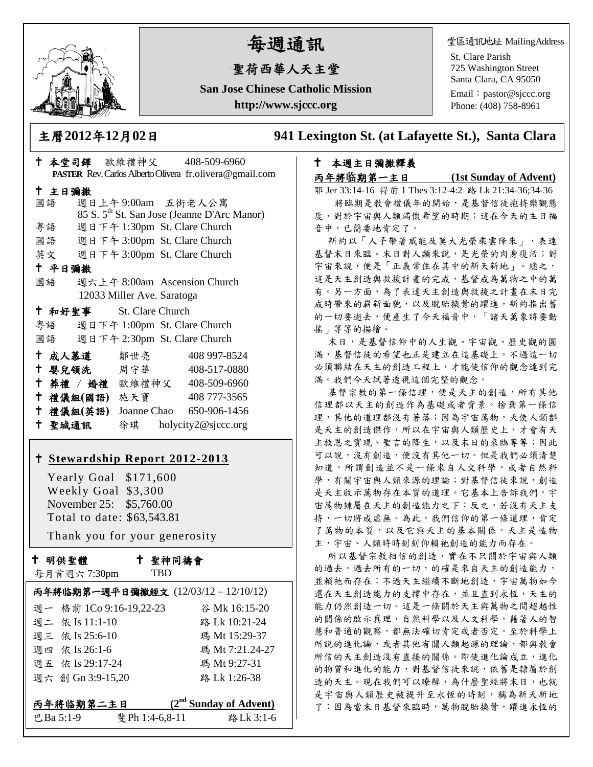# 每週通訊

## 聖荷西華人天主堂

**San Jose Chinese Catholic Mission**

**http://www.sjccc.org**

堂區通訊地址 MailingAddress

St. Clare Parish
725 Washington Street
Santa Clara, CA 95050
Email：pastor@sjccc.org
Phone: (408) 758-8961

## 主曆2012年12月02日 941 Lexington St. (at Lafayette St.), Santa Clara

✝ **本堂司鐸** 歐維禮神父 408-509-6960
**PASTER** Rev. Carlos Alberto Olivera fr.olivera@gmail.com

✝ **主日彌撒**

國語 週日上午 9:00am 五街老人公寓
85 S. 5th St. San Jose (Jeanne D'Arc Manor)
粵語 週日下午 1:30pm St. Clare Church
國語 週日下午 3:00pm St. Clare Church
英文 週日下午 3:00pm St. Clare Church

✝ **平日彌撒**

國語 週六上午 8:00am Ascension Church
12033 Miller Ave. Saratoga

✝ **和好聖事** St. Clare Church

粵語 週日下午 1:00pm St. Clare Church
國語 週日下午 2:30pm St. Clare Church

✝ **成人慕道** 鄒世亮 408 997-8524
✝ **嬰兒領洗** 周守華 408-517-0880
✝ **葬禮 / 婚禮** 歐維禮神父 408-509-6960
✝ **禮儀組(國語)** 施天寶 408 777-3565
✝ **禮儀組(英語)** Joanne Chao 650-906-1456
✝ **聖城通訊** 徐琪 holycity2@sjccc.org

✝ **Stewardship Report 2012-2013**

Yearly Goal $171,600
Weekly Goal $3,300
November 25: $5,760.00
Total to date: $63,543.81

Thank you for your generosity

✝ **明供聖體** 每月首週六 7:30pm
✝ **聖神同禱會** TBD

**丙年將臨期第一週平日彌撒經文** (12/03/12 – 12/10/12)

| | | |
|---|---|---|
| 週一 | 格前 1Co 9:16-19,22-23 | 谷 Mk 16:15-20 |
| 週二 | 依 Is 11:1-10 | 路 Lk 10:21-24 |
| 週三 | 依 Is 25:6-10 | 瑪 Mt 15:29-37 |
| 週四 | 依 Is 26:1-6 | 瑪 Mt 7:21.24-27 |
| 週五 | 依 Is 29:17-24 | 瑪 Mt 9:27-31 |
| 週六 | 創 Gn 3:9-15,20 | 路 Lk 1:26-38 |

**丙年將臨期第二主日** **(2nd Sunday of Advent)**

巴Ba 5:1-9 斐Ph 1:4-6,8-11 路Lk 3:1-6

✝ **本週主日彌撒釋義**

**丙年將臨期第一主日** **(1st Sunday of Advent)**

耶 Jer 33:14-16 得前 1 Thes 3:12-4:2 路 Lk 21:34-36;34-36

將臨期是教會禮儀年的開始，是基督信徒抱持樂觀態度，對於宇宙與人類滿懷希望的時期；這在今天的主日福音中，已簡要地肯定了。

新約以「人子帶著威能及莫大光榮乘雲降來」，表達基督末日來臨。末日對人類來說，是光榮的肉身復活；對宇宙來說，便是「正義常住在其中的新天新地」。總之，這是天主創造與救援計畫的完成，基督成為萬物之中的萬有。另一方面，為了表達天主創造與救援之計畫在末日完成時帶來的嶄新面貌，以及脫胎換骨的躍進，新約指出舊的一切要逝去，便產生了今天福音中，「諸天萬象將要動搖」等等的描繪。

末日，是基督信仰中的人生觀、宇宙觀、歷史觀的圓滿，基督信徒的希望也正是建立在這基礎上。不過這一切必須聯結在天主的創造工程上，才能使信仰的觀念達到完滿。我們今天試著透視這個完整的觀念。

基督宗教的第一條信理，便是天主的創造，所有其他信理都以天主的創造作為基礎或者背景。捨棄第一條信理，其他的道理都沒有著落；因為宇宙萬物，天使人類都是天主的創造傑作，所以在宇宙與人類歷史上，才會有天主救恩之實現、聖言的降生，以及末日的來臨等等；因此可以說，沒有創造，便沒有其他一切。但是我們必須清楚知道，所謂創造並不是一條來自人文科學，或者自然科學，有關宇宙與人類來源的理論；對基督信徒來說，創造是天主啟示萬物存在本質的道理。它基本上告訴我們，宇宙萬物隸屬在天主的創造能力之下；反之，若沒有天主支持，一切將成虛無。為此，我們信仰的第一條道理，肯定了萬物的本質，以及它與天主的基本關係。天主是造物主，宇宙、人類時時刻刻仰賴祂創造的能力而存在。

所以基督宗教相信的創造，實在不只關於宇宙與人類的過去。過去所有的一切，的確是來自天主的創造能力，並賴祂而存在；不過天主繼續不斷地創造，宇宙萬物如今還在天主創造能力的支撐中存在，並且直到永恆，天主的能力仍然創造一切。這是一條關於天主與萬物之間超越性的關係的啟示真理，自然科學以及人文科學，藉著人的智慧和普通的觀察，都無法確切肯定或者否定。至於科學上所說的進化論，或者其他有關人類起源的理論，都與教會所信的天主創造沒有直接的關係。即使進化論成立，進化的物質和進化的能力，對基督信徒來說，依舊是隸屬於創造的天主。現在我們可以瞭解，為什麼聖經將末日，也就是宇宙與人類歷史被提升至永恆的時刻，稱為新天新地了；因為當末日基督來臨時，萬物脫胎換骨，躍進永恆的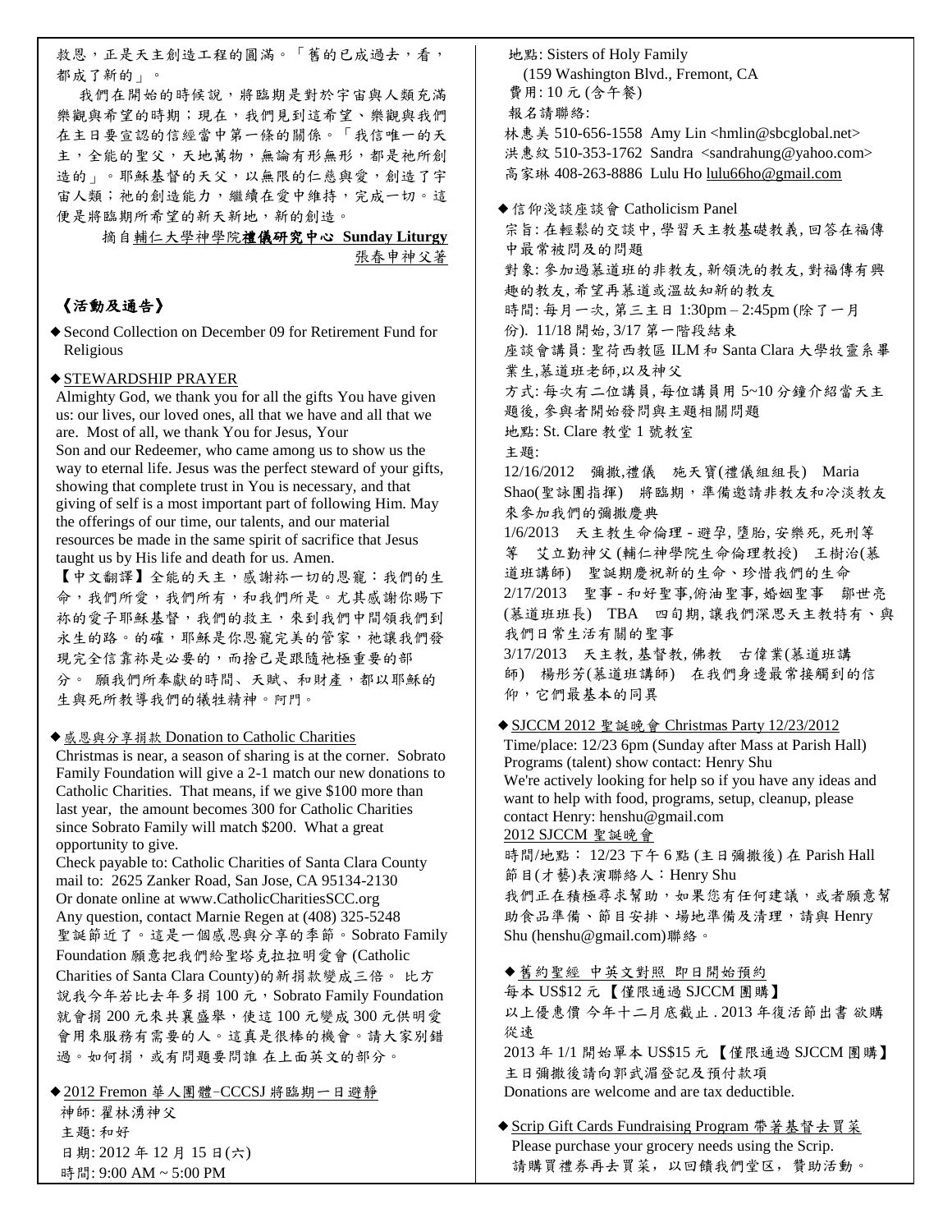救恩，正是天主創造工程的圓滿。「舊的已成過去，看，都成了新的」。

我們在開始的時候說，將臨期是對於宇宙與人類充滿樂觀與希望的時期；現在，我們見到這希望、樂觀與我們在主日要宣認的信經當中第一條的關係。「我信唯一的天主，全能的聖父，天地萬物，無論有形無形，都是祂所創造的」。耶穌基督的天父，以無限的仁慈與愛，創造了宇宙人類；祂的創造能力，繼續在愛中維持，完成一切。這便是將臨期所希望的新天新地，新的創造。

摘自輔仁大學神學院**禮儀研究中心 Sunday Liturgy**

張春申神父著

## 《活動及通告》

◆Second Collection on December 09 for Retirement Fund for Religious

◆STEWARDSHIP PRAYER

Almighty God, we thank you for all the gifts You have given us: our lives, our loved ones, all that we have and all that we are. Most of all, we thank You for Jesus, Your Son and our Redeemer, who came among us to show us the way to eternal life. Jesus was the perfect steward of your gifts, showing that complete trust in You is necessary, and that giving of self is a most important part of following Him. May the offerings of our time, our talents, and our material resources be made in the same spirit of sacrifice that Jesus taught us by His life and death for us. Amen.

【中文翻譯】全能的天主，感謝祢一切的恩寵：我們的生命，我們所愛，我們所有，和我們所是。尤其感謝你賜下祢的愛子耶穌基督，我們的救主，來到我們中間領我們到永生的路。的確，耶穌是你恩寵完美的管家，祂讓我們發現完全信靠祢是必要的，而捨己是跟隨祂極重要的部分。 願我們所奉獻的時間、天賦、和財產，都以耶穌的生與死所教導我們的犧牲精神。阿門。

◆感恩與分享捐款 Donation to Catholic Charities

Christmas is near, a season of sharing is at the corner. Sobrato Family Foundation will give a 2-1 match our new donations to Catholic Charities. That means, if we give $100 more than last year, the amount becomes 300 for Catholic Charities since Sobrato Family will match $200. What a great opportunity to give.

Check payable to: Catholic Charities of Santa Clara County
mail to: 2625 Zanker Road, San Jose, CA 95134-2130
Or donate online at www.CatholicCharitiesSCC.org
Any question, contact Marnie Regen at (408) 325-5248

聖誕節近了。這是一個感恩與分享的季節。Sobrato Family Foundation 願意把我們給聖塔克拉拉明愛會 (Catholic Charities of Santa Clara County)的新捐款變成三倍。 比方說我今年若比去年多捐 100 元，Sobrato Family Foundation 就會捐 200 元來共襄盛舉，使這 100 元變成 300 元供明愛會用來服務有需要的人。這真是很棒的機會。請大家別錯過。如何捐，或有問題要問誰 在上面英文的部分。

◆2012 Fremon 華人團體−CCCSJ 將臨期一日避靜

神師: 翟林湧神父
主題: 和好
日期: 2012 年 12 月 15 日(六)
時間: 9:00 AM ~ 5:00 PM
地點: Sisters of Holy Family
(159 Washington Blvd., Fremont, CA
費用: 10 元 (含午餐)
報名請聯絡:
林惠美 510-656-1558 Amy Lin <hmlin@sbcglobal.net>
洪惠紋 510-353-1762 Sandra <sandrahung@yahoo.com>
高家琳 408-263-8886 Lulu Ho lulu66ho@gmail.com

◆信仰淺談座談會 Catholicism Panel

宗旨: 在輕鬆的交談中, 學習天主教基礎教義, 回答在福傳中最常被問及的問題
對象: 參加過慕道班的非教友, 新領洗的教友, 對福傳有興趣的教友, 希望再慕道或溫故知新的教友
時間: 每月一次, 第三主日 1:30pm – 2:45pm (除了一月份). 11/18 開始, 3/17 第一階段結束
座談會講員: 聖荷西教區 ILM 和 Santa Clara 大學牧靈系畢業生,慕道班老師,以及神父
方式: 每次有二位講員, 每位講員用 5~10 分鐘介紹當天主題後, 參與者開始發問與主題相關問題
地點: St. Clare 教堂 1 號教室
主題:
12/16/2012 彌撒,禮儀 施天寶(禮儀組組長) Maria Shao(聖詠團指揮) 將臨期，準備邀請非教友和冷淡教友來參加我們的彌撒慶典
1/6/2013 天主教生命倫理 - 避孕, 墮胎, 安樂死, 死刑等等 艾立勤神父 (輔仁神學院生命倫理教授) 王樹治(慕道班講師) 聖誕期慶祝新的生命、珍惜我們的生命
2/17/2013 聖事 - 和好聖事,傅油聖事, 婚姻聖事 鄒世亮(慕道班班長) TBA 四旬期, 讓我們深思天主教特有、與我們日常生活有關的聖事
3/17/2013 天主教, 基督教, 佛教 古偉業(慕道班講師) 楊彤芳(慕道班講師) 在我們身邊最常接觸到的信仰，它們最基本的同異

◆SJCCM 2012 聖誕晚會 Christmas Party 12/23/2012

Time/place: 12/23 6pm (Sunday after Mass at Parish Hall)
Programs (talent) show contact: Henry Shu
We're actively looking for help so if you have any ideas and want to help with food, programs, setup, cleanup, please contact Henry: henshu@gmail.com

2012 SJCCM 聖誕晚會

時間/地點： 12/23 下午 6 點 (主日彌撒後) 在 Parish Hall
節目(才藝)表演聯絡人：Henry Shu
我們正在積極尋求幫助，如果您有任何建議，或者願意幫助食品準備、節目安排、場地準備及清理，請與 Henry Shu (henshu@gmail.com)聯絡。

◆舊約聖經 中英文對照 即日開始預約

每本 US$12 元 【僅限通過 SJCCM 團購】
以上優惠價 今年十二月底截止 . 2013 年復活節出書 欲購從速
2013 年 1/1 開始單本 US$15 元 【僅限通過 SJCCM 團購】
主日彌撒後請向郭武湄登記及預付款項
Donations are welcome and are tax deductible.

◆Scrip Gift Cards Fundraising Program 帶著基督去買菜

Please purchase your grocery needs using the Scrip.
請購買禮券再去買菜，以回饋我們堂區，贊助活動。